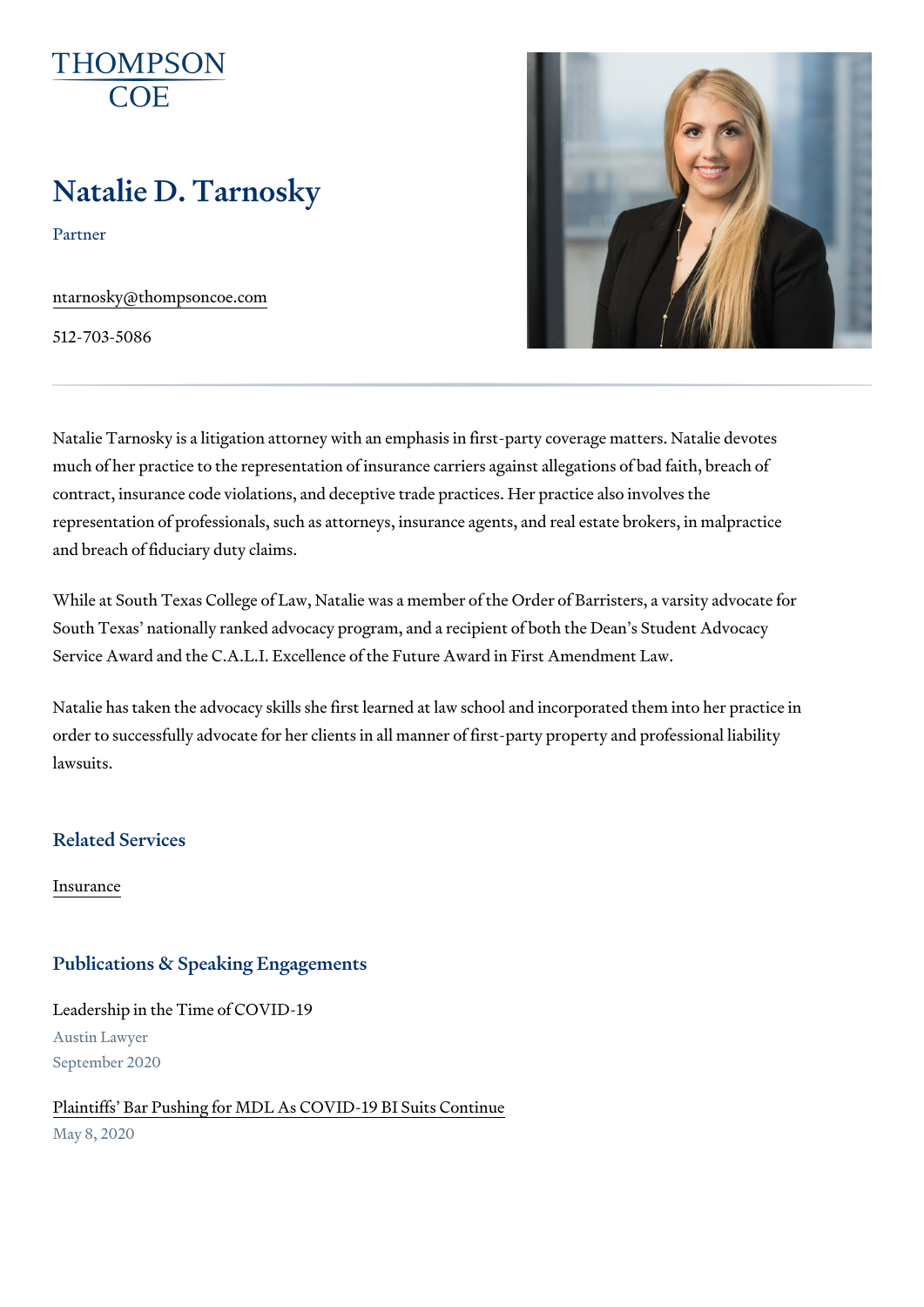THOMPSON COE

# Natalie D. Tarnosky

Partner

ntarnosky@thompsoncoe.com

512-703-5086

---

Natalie Tarnosky is a litigation attorney with an emphasis in first-party coverage matters. Natalie devotes much of her practice to the representation of insurance carriers against allegations of bad faith, breach of contract, insurance code violations, and deceptive trade practices. Her practice also involves the representation of professionals, such as attorneys, insurance agents, and real estate brokers, in malpractice and breach of fiduciary duty claims.

While at South Texas College of Law, Natalie was a member of the Order of Barristers, a varsity advocate for South Texas' nationally ranked advocacy program, and a recipient of both the Dean's Student Advocacy Service Award and the C.A.L.I. Excellence of the Future Award in First Amendment Law.

Natalie has taken the advocacy skills she first learned at law school and incorporated them into her practice in order to successfully advocate for her clients in all manner of first-party property and professional liability lawsuits.

## Related Services

Insurance

## Publications & Speaking Engagements

Leadership in the Time of COVID-19

Austin Lawyer

September 2020

Plaintiffs' Bar Pushing for MDL As COVID-19 BI Suits Continue

May 8, 2020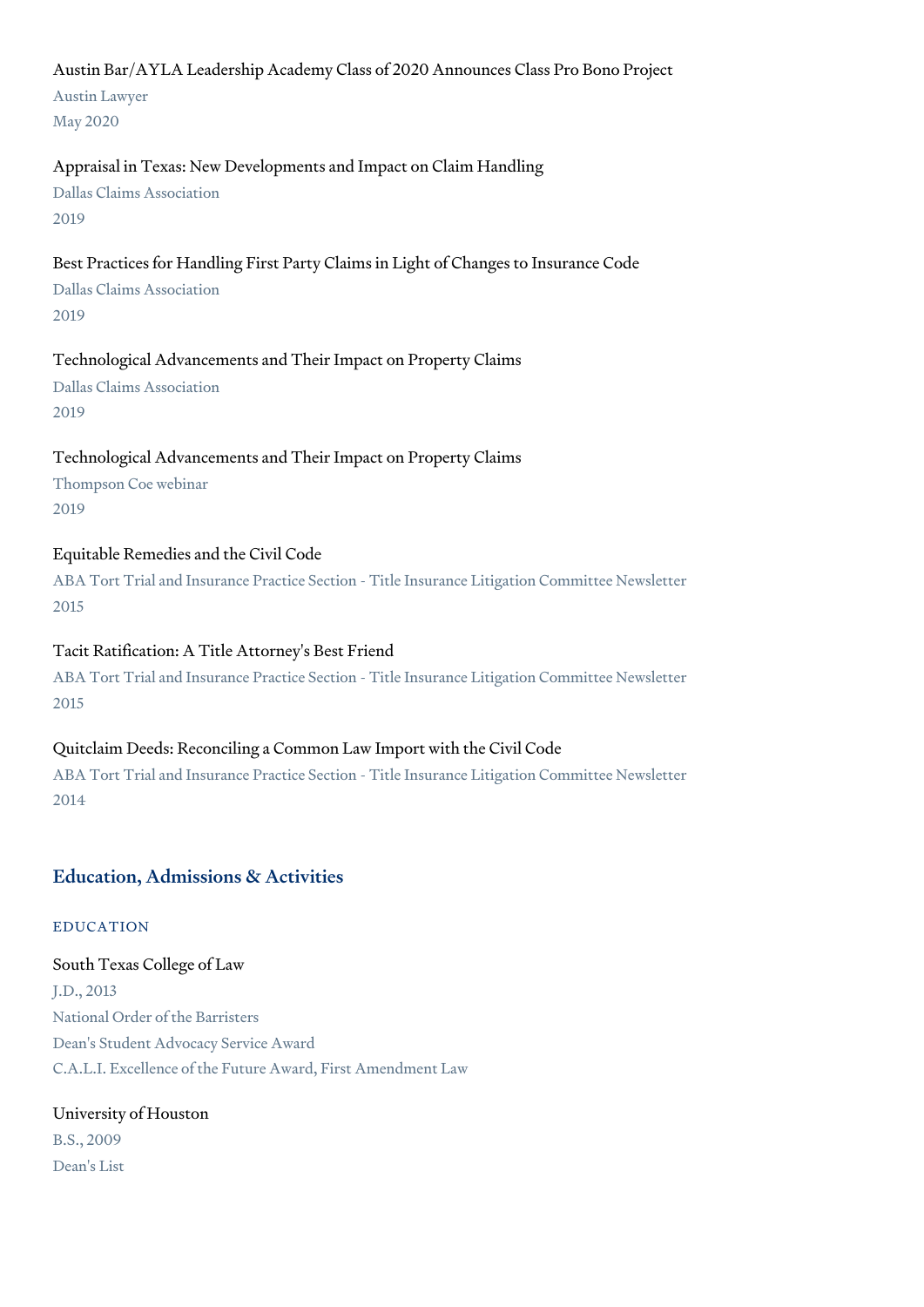Austin Bar/AYLA Leadership Academy Class of 2020 Announces Class Pro Bono Project
Austin Lawyer
May 2020

Appraisal in Texas: New Developments and Impact on Claim Handling
Dallas Claims Association
2019

Best Practices for Handling First Party Claims in Light of Changes to Insurance Code
Dallas Claims Association
2019

Technological Advancements and Their Impact on Property Claims
Dallas Claims Association
2019

Technological Advancements and Their Impact on Property Claims
Thompson Coe webinar
2019

Equitable Remedies and the Civil Code
ABA Tort Trial and Insurance Practice Section - Title Insurance Litigation Committee Newsletter
2015

Tacit Ratification: A Title Attorney's Best Friend
ABA Tort Trial and Insurance Practice Section - Title Insurance Litigation Committee Newsletter
2015

Quitclaim Deeds: Reconciling a Common Law Import with the Civil Code
ABA Tort Trial and Insurance Practice Section - Title Insurance Litigation Committee Newsletter
2014

## Education, Admissions & Activities

### EDUCATION

South Texas College of Law
J.D., 2013
National Order of the Barristers
Dean's Student Advocacy Service Award
C.A.L.I. Excellence of the Future Award, First Amendment Law

University of Houston
B.S., 2009
Dean's List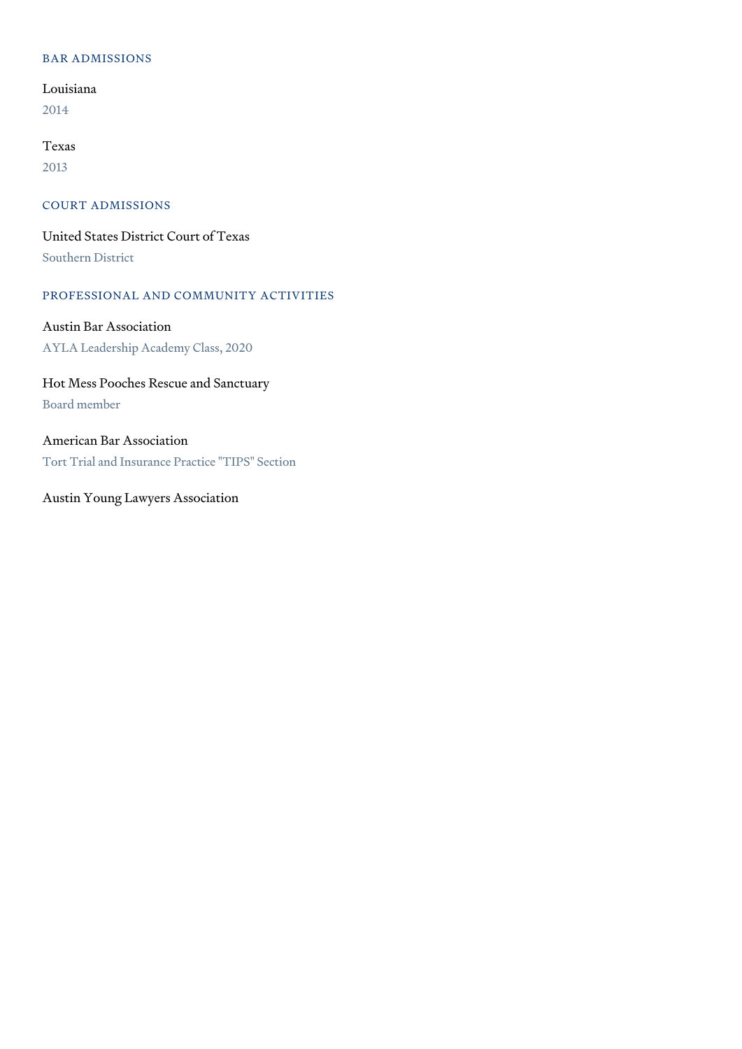## BAR ADMISSIONS

Louisiana

2014

Texas

2013

## COURT ADMISSIONS

United States District Court of Texas

Southern District

## PROFESSIONAL AND COMMUNITY ACTIVITIES

Austin Bar Association

AYLA Leadership Academy Class, 2020

Hot Mess Pooches Rescue and Sanctuary

Board member

American Bar Association

Tort Trial and Insurance Practice "TIPS" Section

Austin Young Lawyers Association